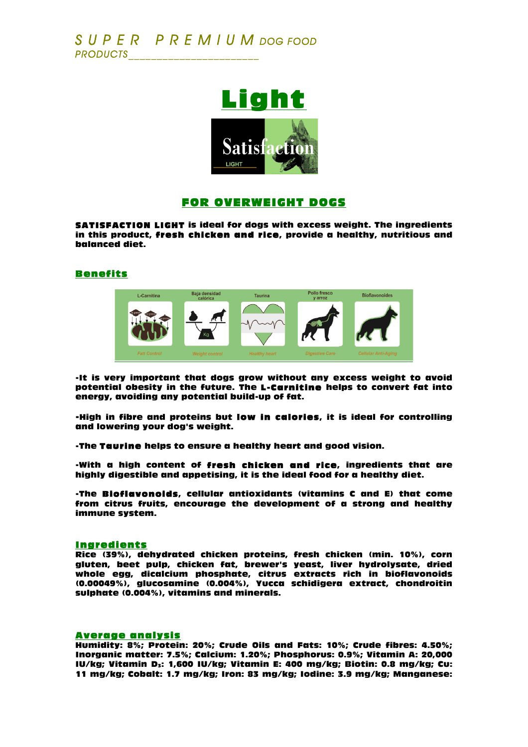SUPER PREMIUM DOG FOOD PRODUCTS

# Light

## FOR OVERWEIGHT DOGS

**SATISFACTION LIGHT** is ideal for dogs with excess weight. The ingredients in this product, **fresh chicken and rice**, provide a healthy, nutritious and balanced diet.

### Benefits

-It is very important that dogs grow without any excess weight to avoid potential obesity in the future. The **L-Carnitine** helps to convert fat into energy, avoiding any potential build-up of fat.

-**High in fibre and proteins but low in calories**, it is ideal for controlling and lowering your dog's weight.

-The **Taurine** helps to ensure a healthy heart and good vision.

-With a high content of **fresh chicken and rice**, ingredients that are highly digestible and appetising, it is the ideal food for a healthy diet.

-The **Bioflavonoids**, cellular antioxidants (vitamins C and E) that come from citrus fruits, encourage the development of a strong and healthy immune system.

### Ingredients

Rice (39%), dehydrated chicken proteins, fresh chicken (min. 10%), corn gluten, beet pulp, chicken fat, brewer's yeast, liver hydrolysate, dried whole egg, dicalcium phosphate, citrus extracts rich in bioflavonoids (0.00049%), glucosamine (0.004%), Yucca schidigera extract, chondroitin sulphate (0.004%), vitamins and minerals.

### Average analysis

Humidity: 8%; Protein: 20%; Crude Oils and Fats: 10%; Crude fibres: 4.50%; Inorganic matter: 7.5%; Calcium: 1.20%; Phosphorus: 0.9%; Vitamin A: 20,000 IU/kg; Vitamin $D_3$: 1,600 IU/kg; Vitamin E: 400 mg/kg; Biotin: 0.8 mg/kg; Cu: 11 mg/kg; Cobalt: 1.7 mg/kg; Iron: 83 mg/kg; Iodine: 3.9 mg/kg; Manganese: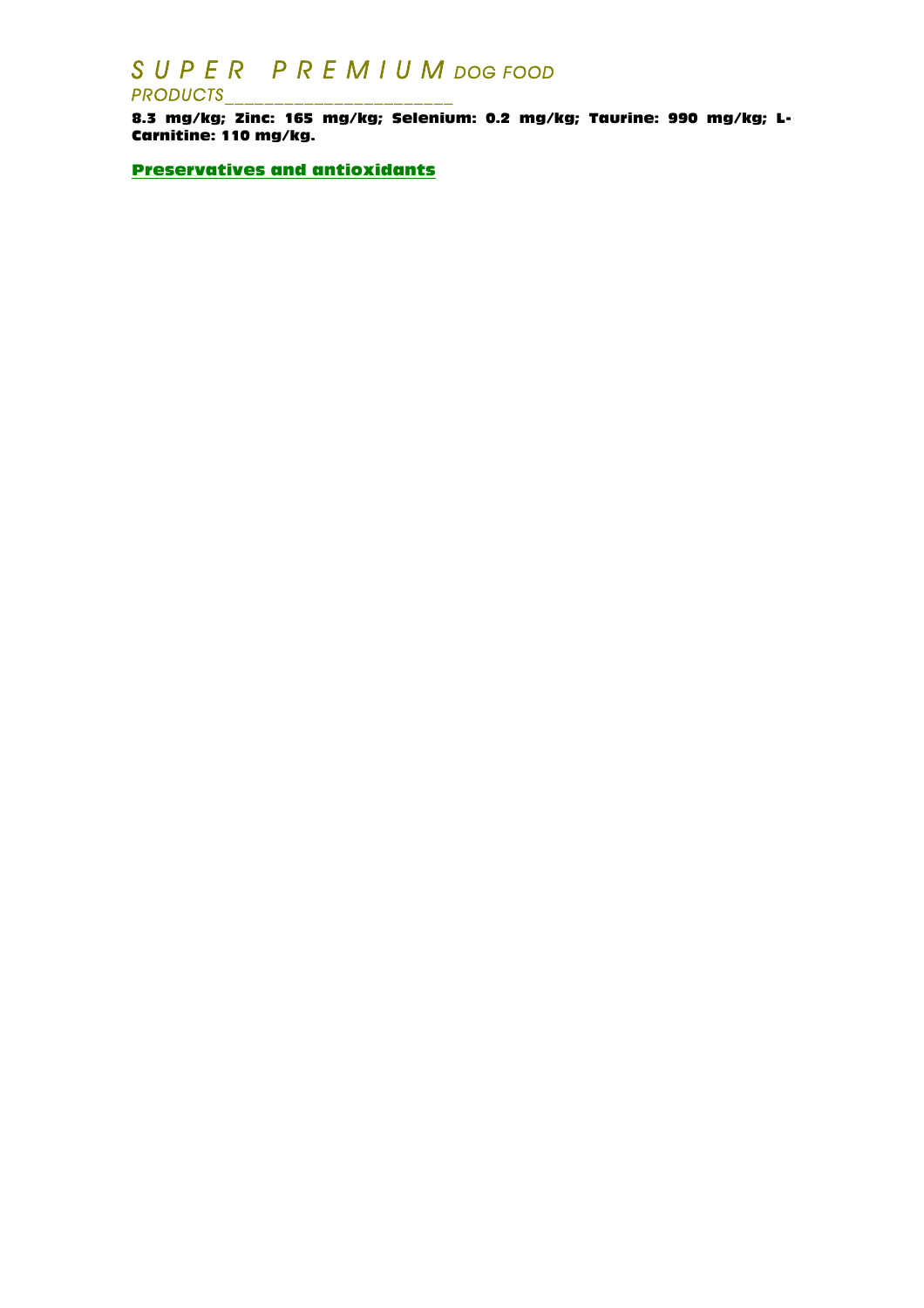**8.3 mg/kg; Zinc: 165 mg/kg; Selenium: 0.2 mg/kg; Taurine: 990 mg/kg; L-Carnitine: 110 mg/kg.**

## Preservatives and antioxidants